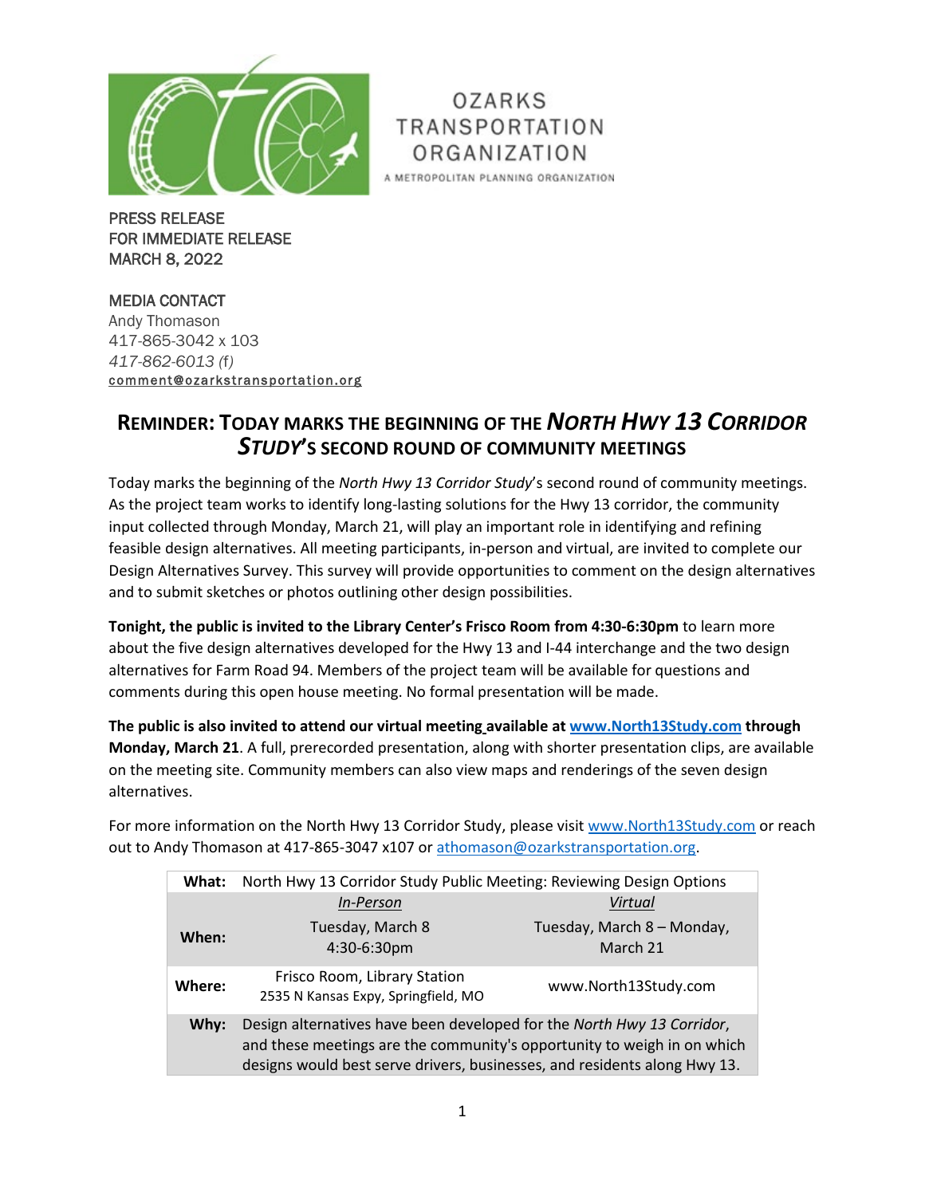OZARKS TRANSPORTATION ORGANIZATION

A METROPOLITAN PLANNING ORGANIZATION

PRESS RELEASE
FOR IMMEDIATE RELEASE
MARCH 8, 2022

MEDIA CONTACT
Andy Thomason
417-865-3042 x 103
*417-862-6013 (f)*
comment@ozarkstransportation.org

# REMINDER: TODAY MARKS THE BEGINNING OF THE *NORTH HWY 13 CORRIDOR STUDY*'S SECOND ROUND OF COMMUNITY MEETINGS

Today marks the beginning of the *North Hwy 13 Corridor Study*'s second round of community meetings. As the project team works to identify long-lasting solutions for the Hwy 13 corridor, the community input collected through Monday, March 21, will play an important role in identifying and refining feasible design alternatives. All meeting participants, in-person and virtual, are invited to complete our Design Alternatives Survey. This survey will provide opportunities to comment on the design alternatives and to submit sketches or photos outlining other design possibilities.

**Tonight, the public is invited to the Library Center's Frisco Room from 4:30-6:30pm** to learn more about the five design alternatives developed for the Hwy 13 and I-44 interchange and the two design alternatives for Farm Road 94. Members of the project team will be available for questions and comments during this open house meeting. No formal presentation will be made.

**The public is also invited to attend our virtual meeting available at www.North13Study.com through Monday, March 21**. A full, prerecorded presentation, along with shorter presentation clips, are available on the meeting site. Community members can also view maps and renderings of the seven design alternatives.

For more information on the North Hwy 13 Corridor Study, please visit www.North13Study.com or reach out to Andy Thomason at 417-865-3047 x107 or athomason@ozarkstransportation.org.

| **What:** | North Hwy 13 Corridor Study Public Meeting: Reviewing Design Options | |
|---|---|---|
| | *In-Person* | *Virtual* |
| **When:** | Tuesday, March 8<br>4:30-6:30pm | Tuesday, March 8 – Monday, March 21 |
| **Where:** | Frisco Room, Library Station<br>2535 N Kansas Expy, Springfield, MO | www.North13Study.com |
| **Why:** | Design alternatives have been developed for the *North Hwy 13 Corridor*, and these meetings are the community's opportunity to weigh in on which designs would best serve drivers, businesses, and residents along Hwy 13. | |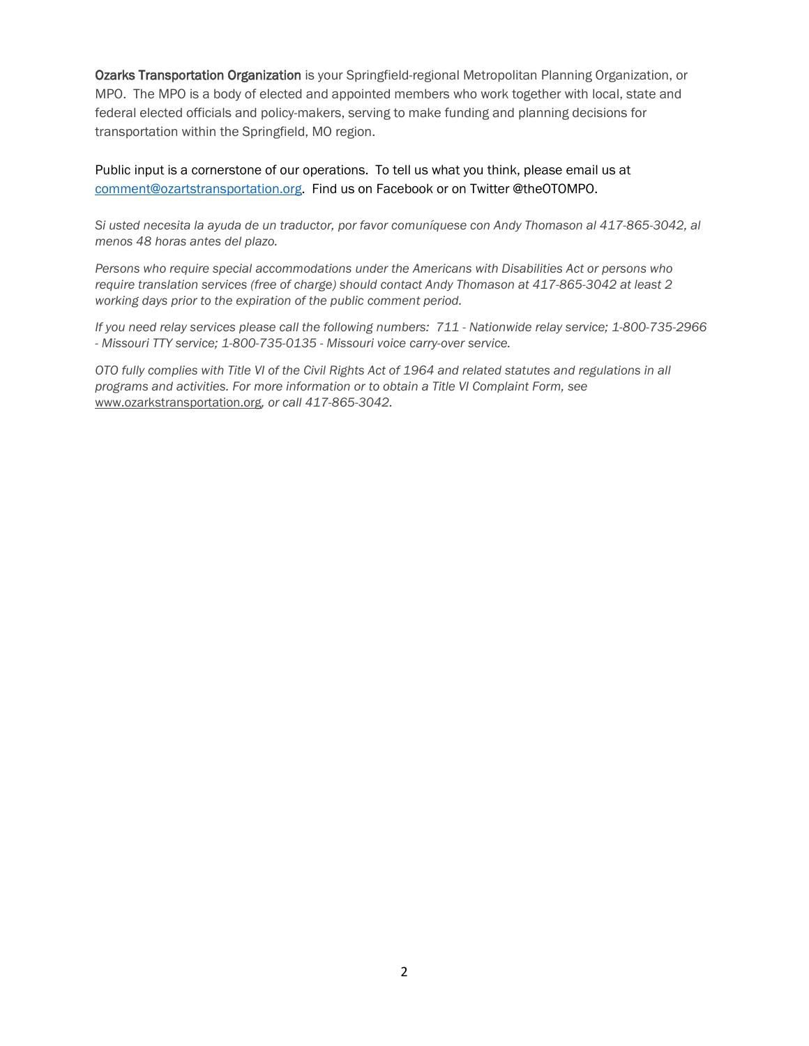**Ozarks Transportation Organization** is your Springfield-regional Metropolitan Planning Organization, or MPO. The MPO is a body of elected and appointed members who work together with local, state and federal elected officials and policy-makers, serving to make funding and planning decisions for transportation within the Springfield, MO region.

Public input is a cornerstone of our operations. To tell us what you think, please email us at comment@ozartstransportation.org. Find us on Facebook or on Twitter @theOTOMPO.

*Si usted necesita la ayuda de un traductor, por favor comuníquese con Andy Thomason al 417-865-3042, al menos 48 horas antes del plazo.*

*Persons who require special accommodations under the Americans with Disabilities Act or persons who require translation services (free of charge) should contact Andy Thomason at 417-865-3042 at least 2 working days prior to the expiration of the public comment period.*

*If you need relay services please call the following numbers: 711 - Nationwide relay service; 1-800-735-2966 - Missouri TTY service; 1-800-735-0135 - Missouri voice carry-over service.*

*OTO fully complies with Title VI of the Civil Rights Act of 1964 and related statutes and regulations in all programs and activities. For more information or to obtain a Title VI Complaint Form, see www.ozarkstransportation.org, or call 417-865-3042.*